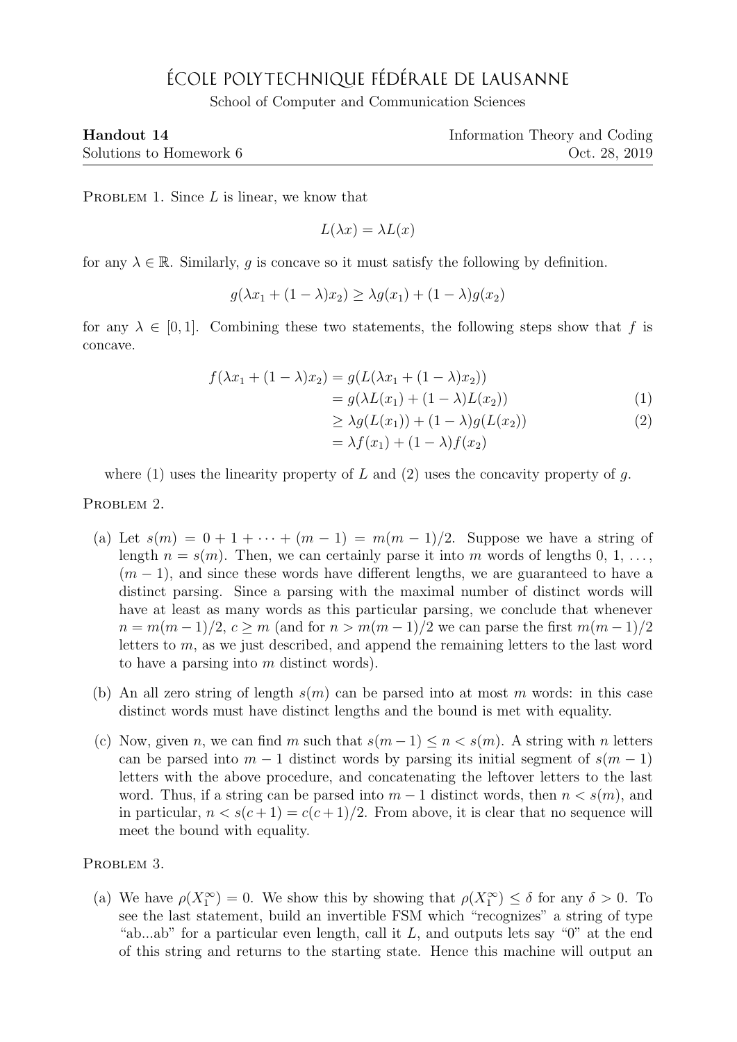# ÉCOLE POLYTECHNIQUE FÉDÉRALE DE LAUSANNE

School of Computer and Communication Sciences

| **Handout 14** | Information Theory and Coding |
| --- | --- |
| Solutions to Homework 6 | Oct. 28, 2019 |

PROBLEM 1. Since $L$ is linear, we know that

$$L(\lambda x) = \lambda L(x)$$

for any $\lambda \in \mathbb{R}$. Similarly, $g$ is concave so it must satisfy the following by definition.

$$g(\lambda x_1 + (1-\lambda)x_2) \geq \lambda g(x_1) + (1-\lambda)g(x_2)$$

for any $\lambda \in [0,1]$. Combining these two statements, the following steps show that $f$ is concave.

$$\begin{aligned}
f(\lambda x_1 + (1-\lambda)x_2) &= g(L(\lambda x_1 + (1-\lambda)x_2)) \\
&= g(\lambda L(x_1) + (1-\lambda)L(x_2)) \qquad (1) \\
&\geq \lambda g(L(x_1)) + (1-\lambda)g(L(x_2)) \qquad (2) \\
&= \lambda f(x_1) + (1-\lambda)f(x_2)
\end{aligned}$$

where (1) uses the linearity property of $L$ and (2) uses the concavity property of $g$.

PROBLEM 2.

(a) Let $s(m) = 0 + 1 + \cdots + (m-1) = m(m-1)/2$. Suppose we have a string of length $n = s(m)$. Then, we can certainly parse it into $m$ words of lengths $0, 1, \ldots, (m-1)$, and since these words have different lengths, we are guaranteed to have a distinct parsing. Since a parsing with the maximal number of distinct words will have at least as many words as this particular parsing, we conclude that whenever $n = m(m-1)/2$, $c \geq m$ (and for $n > m(m-1)/2$ we can parse the first $m(m-1)/2$ letters to $m$, as we just described, and append the remaining letters to the last word to have a parsing into $m$ distinct words).

(b) An all zero string of length $s(m)$ can be parsed into at most $m$ words: in this case distinct words must have distinct lengths and the bound is met with equality.

(c) Now, given $n$, we can find $m$ such that $s(m-1) \leq n < s(m)$. A string with $n$ letters can be parsed into $m-1$ distinct words by parsing its initial segment of $s(m-1)$ letters with the above procedure, and concatenating the leftover letters to the last word. Thus, if a string can be parsed into $m-1$ distinct words, then $n < s(m)$, and in particular, $n < s(c+1) = c(c+1)/2$. From above, it is clear that no sequence will meet the bound with equality.

PROBLEM 3.

(a) We have $\rho(X_1^\infty) = 0$. We show this by showing that $\rho(X_1^\infty) \leq \delta$ for any $\delta > 0$. To see the last statement, build an invertible FSM which "recognizes" a string of type "ab...ab" for a particular even length, call it $L$, and outputs lets say "0" at the end of this string and returns to the starting state. Hence this machine will output an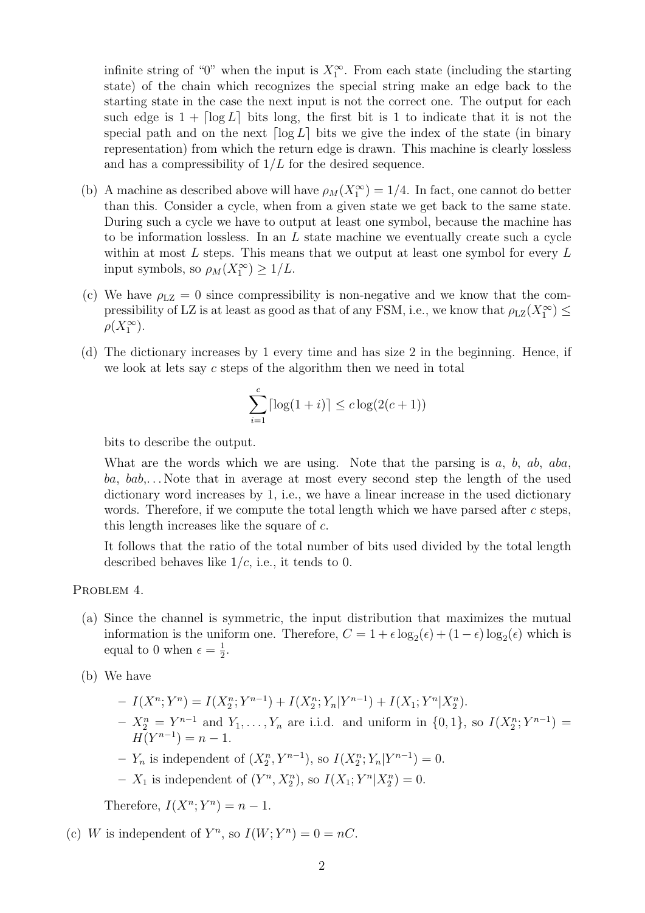infinite string of "0" when the input is $X_1^\infty$. From each state (including the starting state) of the chain which recognizes the special string make an edge back to the starting state in the case the next input is not the correct one. The output for each such edge is $1 + \lceil \log L \rceil$ bits long, the first bit is 1 to indicate that it is not the special path and on the next $\lceil \log L \rceil$ bits we give the index of the state (in binary representation) from which the return edge is drawn. This machine is clearly lossless and has a compressibility of $1/L$ for the desired sequence.

(b) A machine as described above will have $\rho_M(X_1^\infty) = 1/4$. In fact, one cannot do better than this. Consider a cycle, when from a given state we get back to the same state. During such a cycle we have to output at least one symbol, because the machine has to be information lossless. In an $L$ state machine we eventually create such a cycle within at most $L$ steps. This means that we output at least one symbol for every $L$ input symbols, so $\rho_M(X_1^\infty) \geq 1/L$.

(c) We have $\rho_{\text{LZ}} = 0$ since compressibility is non-negative and we know that the compressibility of LZ is at least as good as that of any FSM, i.e., we know that $\rho_{\text{LZ}}(X_1^\infty) \leq \rho(X_1^\infty)$.

(d) The dictionary increases by 1 every time and has size 2 in the beginning. Hence, if we look at lets say $c$ steps of the algorithm then we need in total

$$\sum_{i=1}^{c} \lceil \log(1+i) \rceil \leq c \log(2(c+1))$$

bits to describe the output.

What are the words which we are using. Note that the parsing is $a$, $b$, $ab$, $aba$, $ba$, $bab$,... Note that in average at most every second step the length of the used dictionary word increases by 1, i.e., we have a linear increase in the used dictionary words. Therefore, if we compute the total length which we have parsed after $c$ steps, this length increases like the square of $c$.

It follows that the ratio of the total number of bits used divided by the total length described behaves like $1/c$, i.e., it tends to 0.

Problem 4.

(a) Since the channel is symmetric, the input distribution that maximizes the mutual information is the uniform one. Therefore, $C = 1 + \epsilon \log_2(\epsilon) + (1-\epsilon)\log_2(\epsilon)$ which is equal to 0 when $\epsilon = \frac{1}{2}$.

(b) We have

- $I(X^n; Y^n) = I(X_2^n; Y^{n-1}) + I(X_2^n; Y_n | Y^{n-1}) + I(X_1; Y^n | X_2^n)$.
- $X_2^n = Y^{n-1}$ and $Y_1, \ldots, Y_n$ are i.i.d. and uniform in $\{0, 1\}$, so $I(X_2^n; Y^{n-1}) = H(Y^{n-1}) = n - 1$.
- $Y_n$ is independent of $(X_2^n, Y^{n-1})$, so $I(X_2^n; Y_n | Y^{n-1}) = 0$.
- $X_1$ is independent of $(Y^n, X_2^n)$, so $I(X_1; Y^n | X_2^n) = 0$.

Therefore, $I(X^n; Y^n) = n - 1$.

(c) $W$ is independent of $Y^n$, so $I(W; Y^n) = 0 = nC$.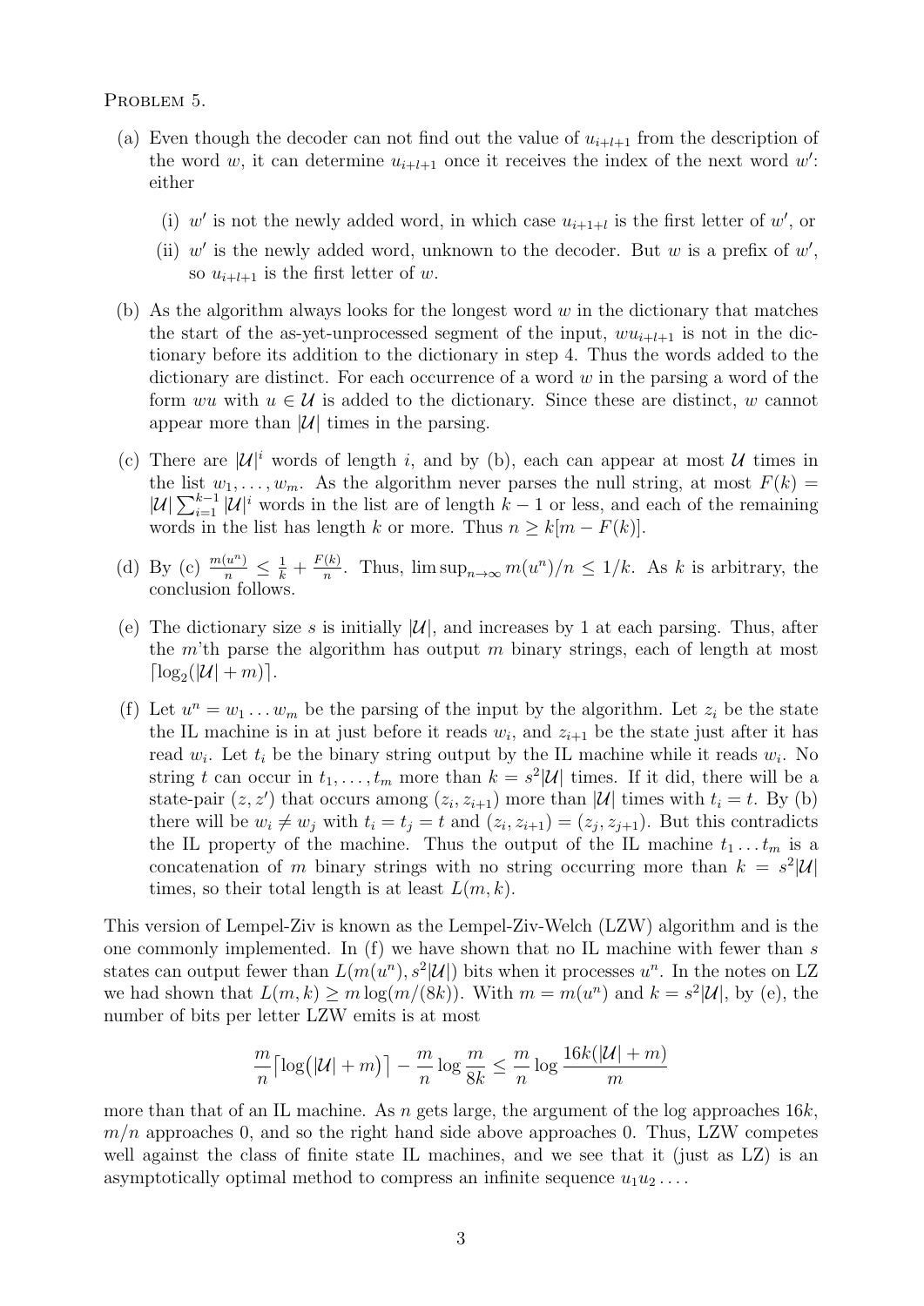Problem 5.

(a) Even though the decoder can not find out the value of $u_{i+l+1}$ from the description of the word $w$, it can determine $u_{i+l+1}$ once it receives the index of the next word $w'$: either

   (i) $w'$ is not the newly added word, in which case $u_{i+1+l}$ is the first letter of $w'$, or

   (ii) $w'$ is the newly added word, unknown to the decoder. But $w$ is a prefix of $w'$, so $u_{i+l+1}$ is the first letter of $w$.

(b) As the algorithm always looks for the longest word $w$ in the dictionary that matches the start of the as-yet-unprocessed segment of the input, $wu_{i+l+1}$ is not in the dictionary before its addition to the dictionary in step 4. Thus the words added to the dictionary are distinct. For each occurrence of a word $w$ in the parsing a word of the form $wu$ with $u \in \mathcal{U}$ is added to the dictionary. Since these are distinct, $w$ cannot appear more than $|\mathcal{U}|$ times in the parsing.

(c) There are $|\mathcal{U}|^i$ words of length $i$, and by (b), each can appear at most $\mathcal{U}$ times in the list $w_1, \dots, w_m$. As the algorithm never parses the null string, at most $F(k) = |\mathcal{U}| \sum_{i=1}^{k-1} |\mathcal{U}|^i$ words in the list are of length $k-1$ or less, and each of the remaining words in the list has length $k$ or more. Thus $n \geq k[m - F(k)]$.

(d) By (c) $\frac{m(u^n)}{n} \leq \frac{1}{k} + \frac{F(k)}{n}$. Thus, $\limsup_{n\to\infty} m(u^n)/n \leq 1/k$. As $k$ is arbitrary, the conclusion follows.

(e) The dictionary size $s$ is initially $|\mathcal{U}|$, and increases by 1 at each parsing. Thus, after the $m$'th parse the algorithm has output $m$ binary strings, each of length at most $\lceil \log_2(|\mathcal{U}| + m) \rceil$.

(f) Let $u^n = w_1 \dots w_m$ be the parsing of the input by the algorithm. Let $z_i$ be the state the IL machine is in at just before it reads $w_i$, and $z_{i+1}$ be the state just after it has read $w_i$. Let $t_i$ be the binary string output by the IL machine while it reads $w_i$. No string $t$ can occur in $t_1, \dots, t_m$ more than $k = s^2|\mathcal{U}|$ times. If it did, there will be a state-pair $(z, z')$ that occurs among $(z_i, z_{i+1})$ more than $|\mathcal{U}|$ times with $t_i = t$. By (b) there will be $w_i \neq w_j$ with $t_i = t_j = t$ and $(z_i, z_{i+1}) = (z_j, z_{j+1})$. But this contradicts the IL property of the machine. Thus the output of the IL machine $t_1 \dots t_m$ is a concatenation of $m$ binary strings with no string occurring more than $k = s^2|\mathcal{U}|$ times, so their total length is at least $L(m, k)$.

This version of Lempel-Ziv is known as the Lempel-Ziv-Welch (LZW) algorithm and is the one commonly implemented. In (f) we have shown that no IL machine with fewer than $s$ states can output fewer than $L(m(u^n), s^2|\mathcal{U}|)$ bits when it processes $u^n$. In the notes on LZ we had shown that $L(m, k) \geq m \log(m/(8k))$. With $m = m(u^n)$ and $k = s^2|\mathcal{U}|$, by (e), the number of bits per letter LZW emits is at most

$$\frac{m}{n}\left\lceil \log\bigl(|\mathcal{U}| + m\bigr)\right\rceil - \frac{m}{n}\log\frac{m}{8k} \leq \frac{m}{n}\log\frac{16k(|\mathcal{U}| + m)}{m}$$

more than that of an IL machine. As $n$ gets large, the argument of the log approaches $16k$, $m/n$ approaches 0, and so the right hand side above approaches 0. Thus, LZW competes well against the class of finite state IL machines, and we see that it (just as LZ) is an asymptotically optimal method to compress an infinite sequence $u_1u_2\dots$.